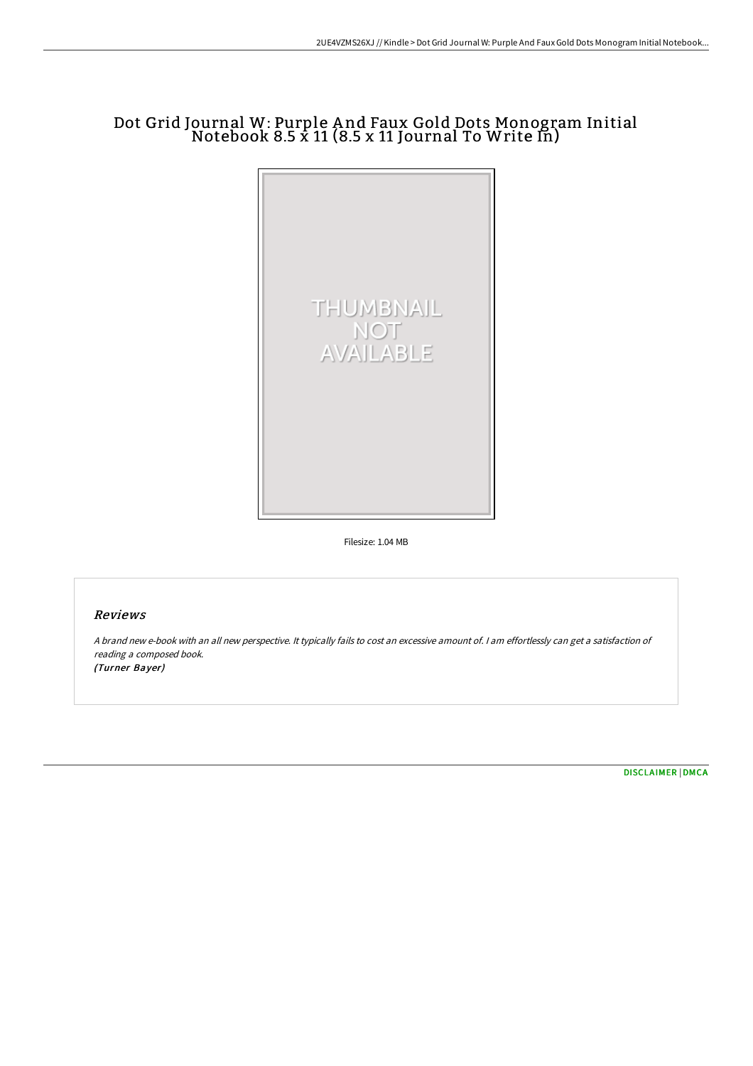# Dot Grid Journal W: Purple And Faux Gold Dots Monogram Initial Notebook 8.5 x 11 (8.5 x 11 Journal To Write In)

THUMBNAIL NOT AVAILABLE

Filesize: 1.04 MB

## Reviews

*A brand new e-book with an all new perspective. It typically fails to cost an excessive amount of. I am effortlessly can get a satisfaction of reading a composed book.*
*(Turner Bayer)*

DISCLAIMER | DMCA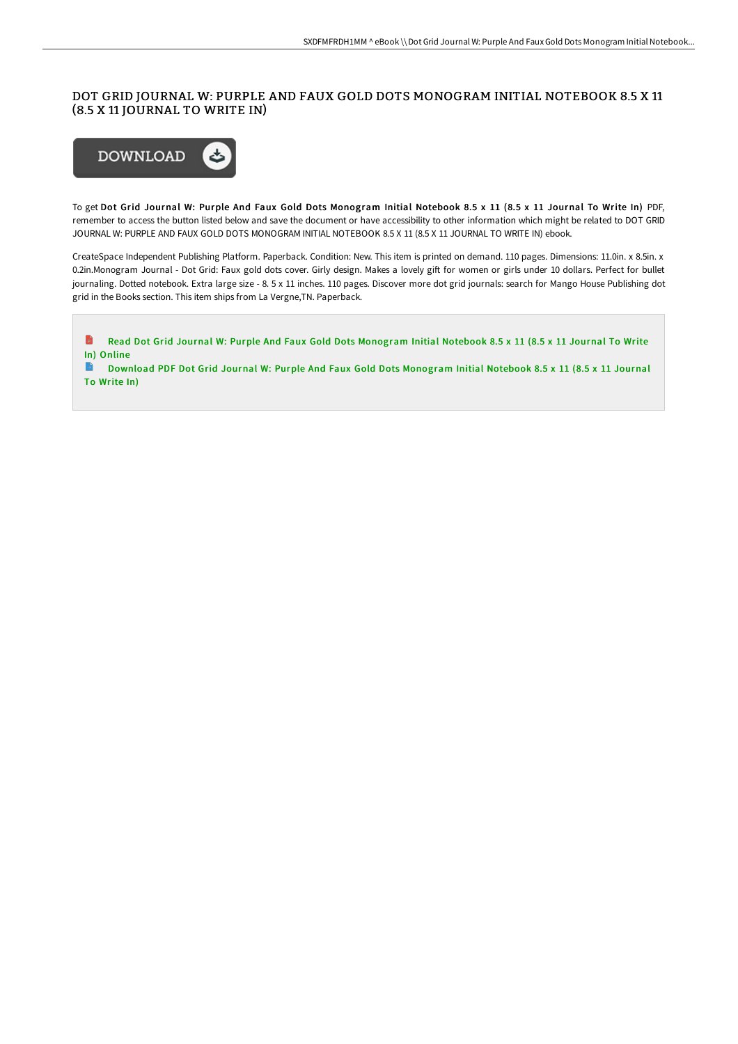# DOT GRID JOURNAL W: PURPLE AND FAUX GOLD DOTS MONOGRAM INITIAL NOTEBOOK 8.5 X 11 (8.5 X 11 JOURNAL TO WRITE IN)

DOWNLOAD

To get **Dot Grid Journal W: Purple And Faux Gold Dots Monogram Initial Notebook 8.5 x 11 (8.5 x 11 Journal To Write In)** PDF, remember to access the button listed below and save the document or have accessibility to other information which might be related to DOT GRID JOURNAL W: PURPLE AND FAUX GOLD DOTS MONOGRAM INITIAL NOTEBOOK 8.5 X 11 (8.5 X 11 JOURNAL TO WRITE IN) ebook.

CreateSpace Independent Publishing Platform. Paperback. Condition: New. This item is printed on demand. 110 pages. Dimensions: 11.0in. x 8.5in. x 0.2in.Monogram Journal - Dot Grid: Faux gold dots cover. Girly design. Makes a lovely gift for women or girls under 10 dollars. Perfect for bullet journaling. Dotted notebook. Extra large size - 8. 5 x 11 inches. 110 pages. Discover more dot grid journals: search for Mango House Publishing dot grid in the Books section. This item ships from La Vergne,TN. Paperback.

- Read Dot Grid Journal W: Purple And Faux Gold Dots Monogram Initial Notebook 8.5 x 11 (8.5 x 11 Journal To Write In) Online
- Download PDF Dot Grid Journal W: Purple And Faux Gold Dots Monogram Initial Notebook 8.5 x 11 (8.5 x 11 Journal To Write In)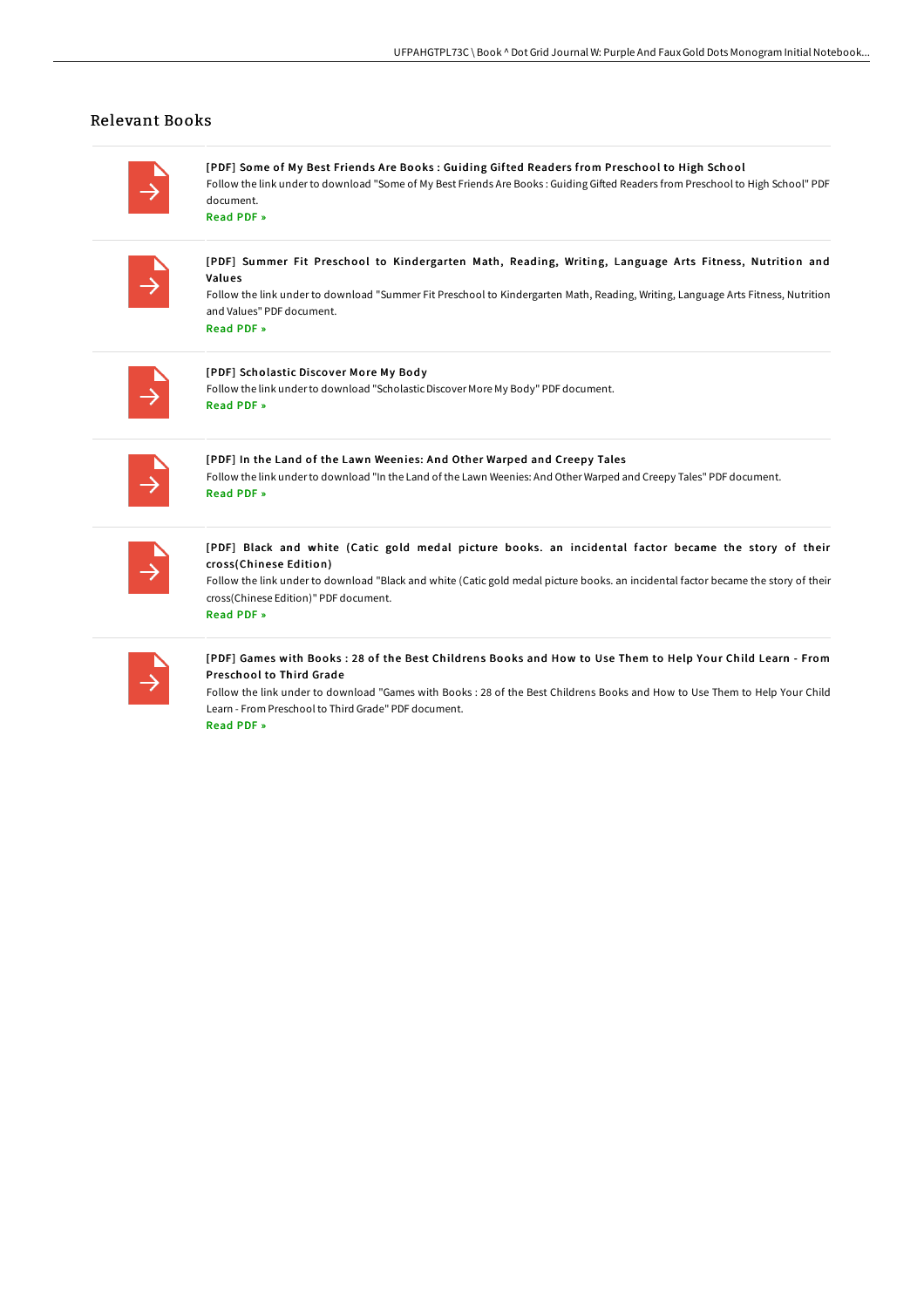## Relevant Books

[PDF] Some of My Best Friends Are Books : Guiding Gifted Readers from Preschool to High School
Follow the link under to download "Some of My Best Friends Are Books : Guiding Gifted Readers from Preschool to High School" PDF document.
Read PDF »

[PDF] Summer Fit Preschool to Kindergarten Math, Reading, Writing, Language Arts Fitness, Nutrition and Values
Follow the link under to download "Summer Fit Preschool to Kindergarten Math, Reading, Writing, Language Arts Fitness, Nutrition and Values" PDF document.
Read PDF »

[PDF] Scholastic Discover More My Body
Follow the link under to download "Scholastic Discover More My Body" PDF document.
Read PDF »

[PDF] In the Land of the Lawn Weenies: And Other Warped and Creepy Tales
Follow the link under to download "In the Land of the Lawn Weenies: And Other Warped and Creepy Tales" PDF document.
Read PDF »

[PDF] Black and white (Catic gold medal picture books. an incidental factor became the story of their cross(Chinese Edition)
Follow the link under to download "Black and white (Catic gold medal picture books. an incidental factor became the story of their cross(Chinese Edition)" PDF document.
Read PDF »

[PDF] Games with Books : 28 of the Best Childrens Books and How to Use Them to Help Your Child Learn - From Preschool to Third Grade
Follow the link under to download "Games with Books : 28 of the Best Childrens Books and How to Use Them to Help Your Child Learn - From Preschool to Third Grade" PDF document.
Read PDF »